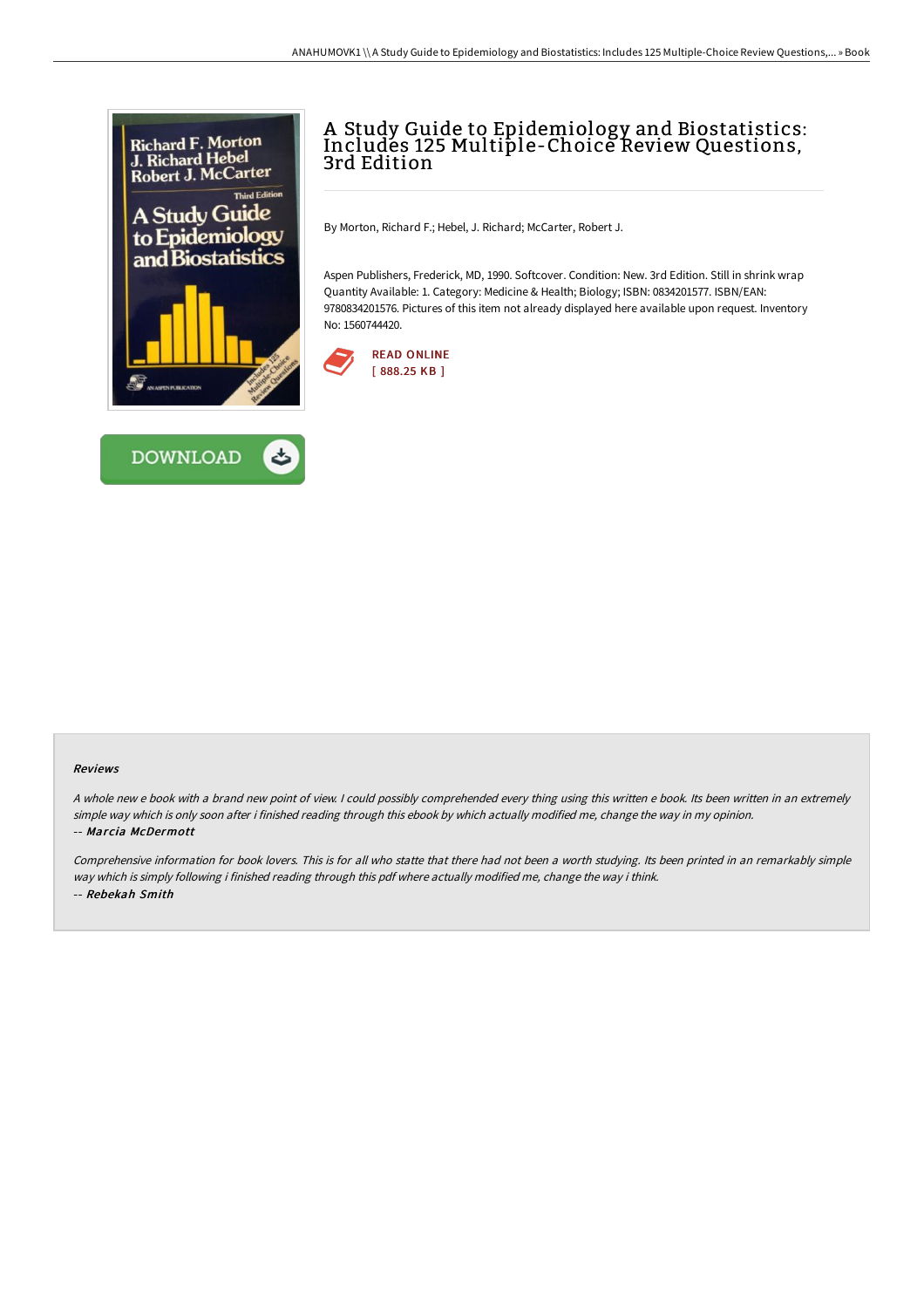# A Study Guide to Epidemiology and Biostatistics: Includes 125 Multiple-Choice Review Questions, 3rd Edition

By Morton, Richard F.; Hebel, J. Richard; McCarter, Robert J.

Aspen Publishers, Frederick, MD, 1990. Softcover. Condition: New. 3rd Edition. Still in shrink wrap Quantity Available: 1. Category: Medicine & Health; Biology; ISBN: 0834201577. ISBN/EAN: 9780834201576. Pictures of this item not already displayed here available upon request. Inventory No: 1560744420.

READ ONLINE
[ 888.25 KB ]

DOWNLOAD

### Reviews

*A whole new e book with a brand new point of view. I could possibly comprehended every thing using this written e book. Its been written in an extremely simple way which is only soon after i finished reading through this ebook by which actually modified me, change the way in my opinion.*

*-- Marcia McDermott*

*Comprehensive information for book lovers. This is for all who statte that there had not been a worth studying. Its been printed in an remarkably simple way which is simply following i finished reading through this pdf where actually modified me, change the way i think.*

*-- Rebekah Smith*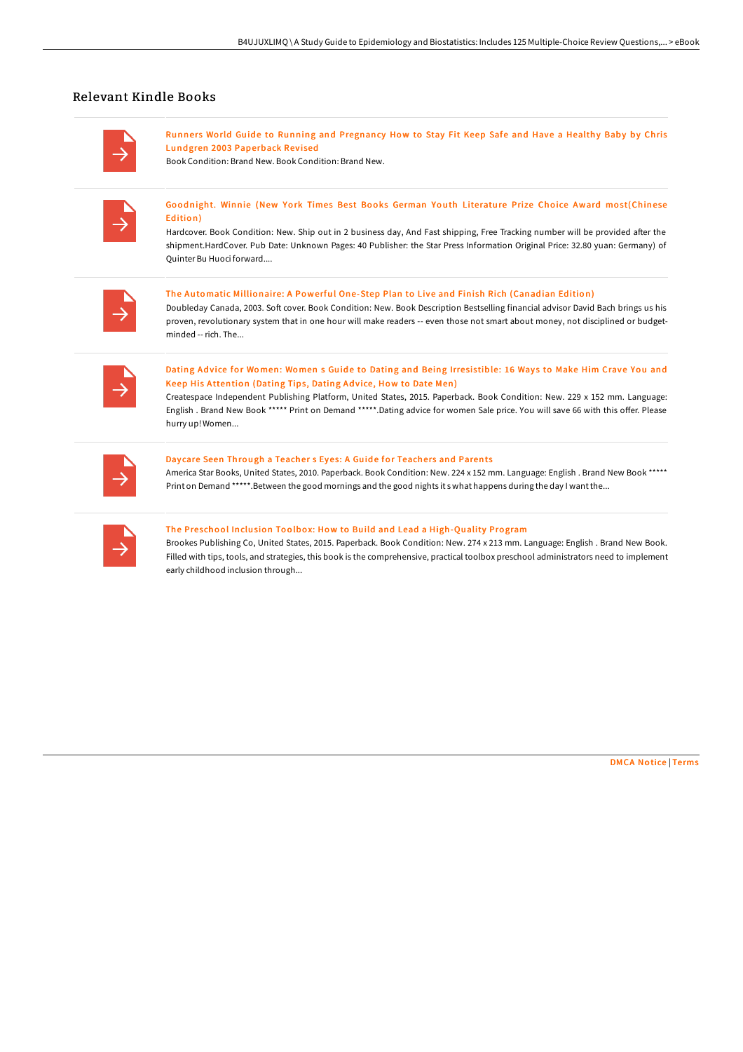## Relevant Kindle Books

### Runners World Guide to Running and Pregnancy How to Stay Fit Keep Safe and Have a Healthy Baby by Chris Lundgren 2003 Paperback Revised

Book Condition: Brand New. Book Condition: Brand New.

### Goodnight. Winnie (New York Times Best Books German Youth Literature Prize Choice Award most(Chinese Edition)

Hardcover. Book Condition: New. Ship out in 2 business day, And Fast shipping, Free Tracking number will be provided after the shipment.HardCover. Pub Date: Unknown Pages: 40 Publisher: the Star Press Information Original Price: 32.80 yuan: Germany) of Quinter Bu Huoci forward....

### The Automatic Millionaire: A Powerful One-Step Plan to Live and Finish Rich (Canadian Edition)

Doubleday Canada, 2003. Soft cover. Book Condition: New. Book Description Bestselling financial advisor David Bach brings us his proven, revolutionary system that in one hour will make readers -- even those not smart about money, not disciplined or budget-minded -- rich. The...

### Dating Advice for Women: Women s Guide to Dating and Being Irresistible: 16 Ways to Make Him Crave You and Keep His Attention (Dating Tips, Dating Advice, How to Date Men)

Createspace Independent Publishing Platform, United States, 2015. Paperback. Book Condition: New. 229 x 152 mm. Language: English . Brand New Book ***** Print on Demand *****.Dating advice for women Sale price. You will save 66 with this offer. Please hurry up! Women...

### Daycare Seen Through a Teacher s Eyes: A Guide for Teachers and Parents

America Star Books, United States, 2010. Paperback. Book Condition: New. 224 x 152 mm. Language: English . Brand New Book ***** Print on Demand *****.Between the good mornings and the good nights it s what happens during the day I want the...

### The Preschool Inclusion Toolbox: How to Build and Lead a High-Quality Program

Brookes Publishing Co, United States, 2015. Paperback. Book Condition: New. 274 x 213 mm. Language: English . Brand New Book. Filled with tips, tools, and strategies, this book is the comprehensive, practical toolbox preschool administrators need to implement early childhood inclusion through...